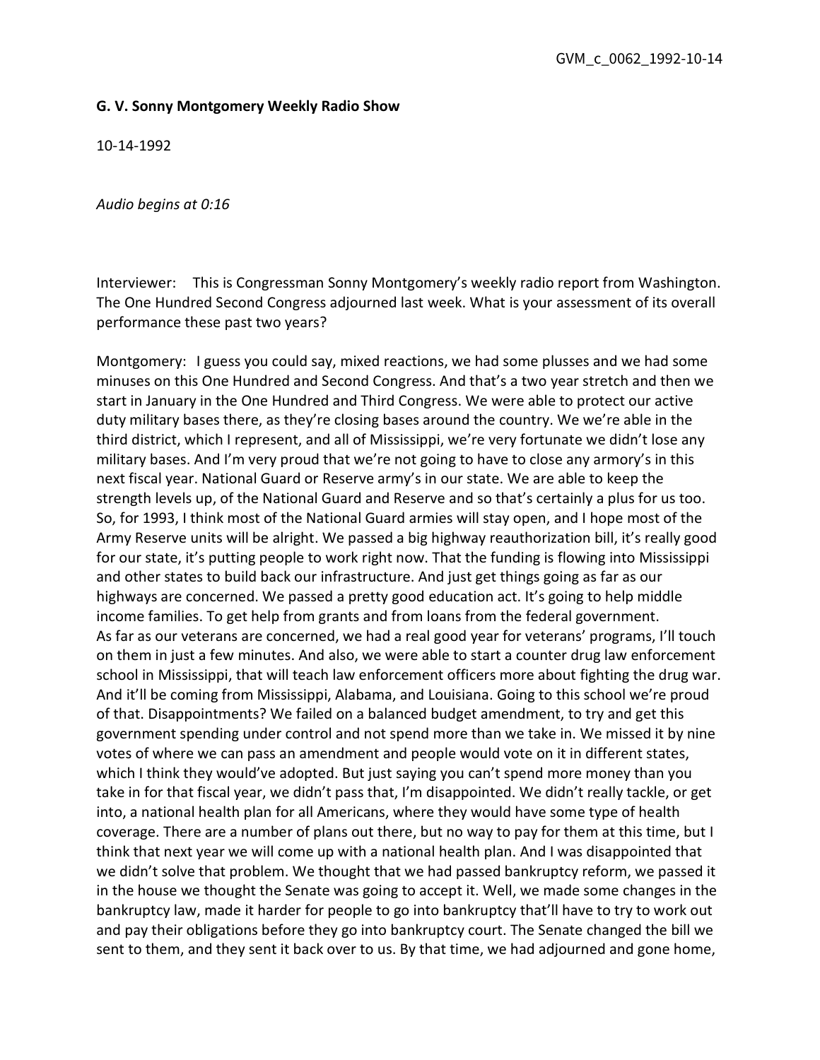GVM_c_0062_1992-10-14

**G. V. Sonny Montgomery Weekly Radio Show**

10-14-1992

*Audio begins at 0:16*

Interviewer: This is Congressman Sonny Montgomery's weekly radio report from Washington. The One Hundred Second Congress adjourned last week. What is your assessment of its overall performance these past two years?

Montgomery: I guess you could say, mixed reactions, we had some plusses and we had some minuses on this One Hundred and Second Congress. And that's a two year stretch and then we start in January in the One Hundred and Third Congress. We were able to protect our active duty military bases there, as they're closing bases around the country. We we're able in the third district, which I represent, and all of Mississippi, we're very fortunate we didn't lose any military bases. And I'm very proud that we're not going to have to close any armory's in this next fiscal year. National Guard or Reserve army's in our state. We are able to keep the strength levels up, of the National Guard and Reserve and so that's certainly a plus for us too. So, for 1993, I think most of the National Guard armies will stay open, and I hope most of the Army Reserve units will be alright. We passed a big highway reauthorization bill, it's really good for our state, it's putting people to work right now. That the funding is flowing into Mississippi and other states to build back our infrastructure. And just get things going as far as our highways are concerned. We passed a pretty good education act. It's going to help middle income families. To get help from grants and from loans from the federal government.
As far as our veterans are concerned, we had a real good year for veterans' programs, I'll touch on them in just a few minutes. And also, we were able to start a counter drug law enforcement school in Mississippi, that will teach law enforcement officers more about fighting the drug war. And it'll be coming from Mississippi, Alabama, and Louisiana. Going to this school we're proud of that. Disappointments? We failed on a balanced budget amendment, to try and get this government spending under control and not spend more than we take in. We missed it by nine votes of where we can pass an amendment and people would vote on it in different states, which I think they would've adopted. But just saying you can't spend more money than you take in for that fiscal year, we didn't pass that, I'm disappointed. We didn't really tackle, or get into, a national health plan for all Americans, where they would have some type of health coverage. There are a number of plans out there, but no way to pay for them at this time, but I think that next year we will come up with a national health plan. And I was disappointed that we didn't solve that problem. We thought that we had passed bankruptcy reform, we passed it in the house we thought the Senate was going to accept it. Well, we made some changes in the bankruptcy law, made it harder for people to go into bankruptcy that'll have to try to work out and pay their obligations before they go into bankruptcy court. The Senate changed the bill we sent to them, and they sent it back over to us. By that time, we had adjourned and gone home,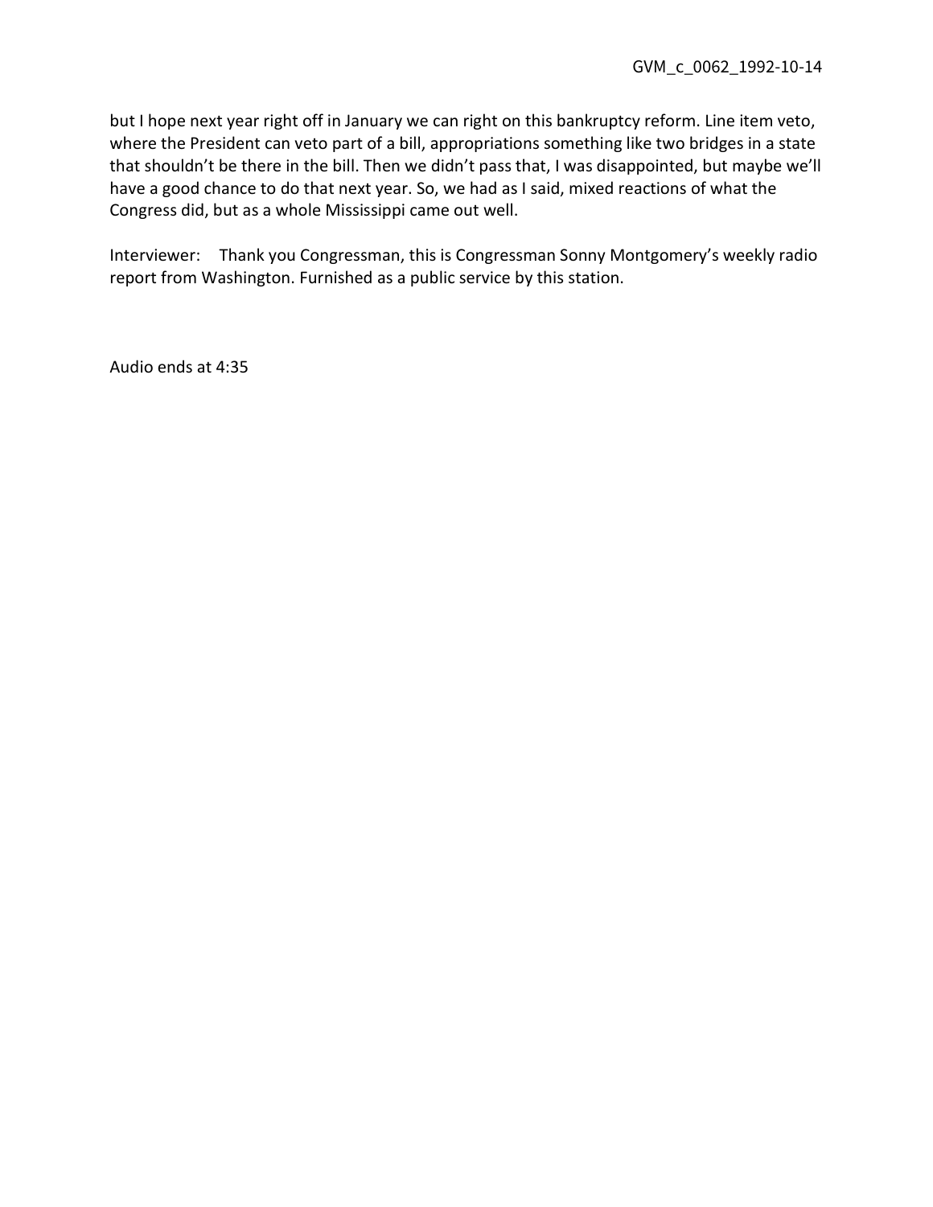but I hope next year right off in January we can right on this bankruptcy reform. Line item veto, where the President can veto part of a bill, appropriations something like two bridges in a state that shouldn't be there in the bill. Then we didn't pass that, I was disappointed, but maybe we'll have a good chance to do that next year. So, we had as I said, mixed reactions of what the Congress did, but as a whole Mississippi came out well.

Interviewer: Thank you Congressman, this is Congressman Sonny Montgomery's weekly radio report from Washington. Furnished as a public service by this station.

Audio ends at 4:35